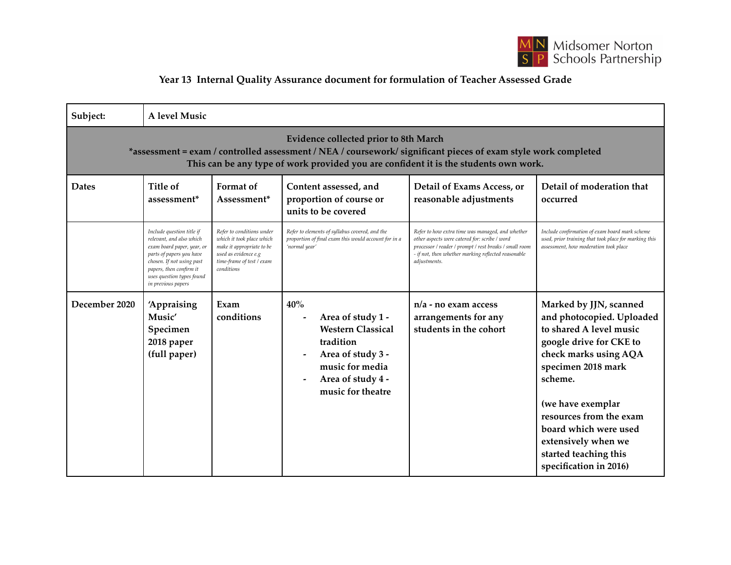Midsomer Norton Schools Partnership

## Year 13 Internal Quality Assurance document for formulation of Teacher Assessed Grade

| **Subject:** | **A level Music** | | | | |
|---|---|---|---|---|---|
| **Evidence collected prior to 8th March**<br>***assessment = exam / controlled assessment / NEA / coursework/ significant pieces of exam style work completed**<br>**This can be any type of work provided you are confident it is the students own work.** | | | | | |
| **Dates** | **Title of assessment*** | **Format of Assessment*** | **Content assessed, and proportion of course or units to be covered** | **Detail of Exams Access, or reasonable adjustments** | **Detail of moderation that occurred** |
| | *Include question title if relevant, and also which exam board paper, year, or parts of papers you have chosen. If not using past papers, then confirm it uses question types found in previous papers* | *Refer to conditions under which it took place which make it appropriate to be used as evidence e.g time-frame of test / exam conditions* | *Refer to elements of syllabus covered, and the proportion of final exam this would account for in a 'normal year'* | *Refer to how extra time was managed, and whether other aspects were catered for: scribe / word processor / reader / prompt / rest breaks / small room - if not, then whether marking reflected reasonable adjustments.* | *Include confirmation of exam board mark scheme used, prior training that took place for marking this assessment, how moderation took place* |
| **December 2020** | **'Appraising Music' Specimen 2018 paper (full paper)** | **Exam conditions** | **40%**<br>- **Area of study 1 - Western Classical tradition**<br>- **Area of study 3 - music for media**<br>- **Area of study 4 - music for theatre** | **n/a - no exam access arrangements for any students in the cohort** | **Marked by JJN, scanned and photocopied. Uploaded to shared A level music google drive for CKE to check marks using AQA specimen 2018 mark scheme.**<br><br>**(we have exemplar resources from the exam board which were used extensively when we started teaching this specification in 2016)** |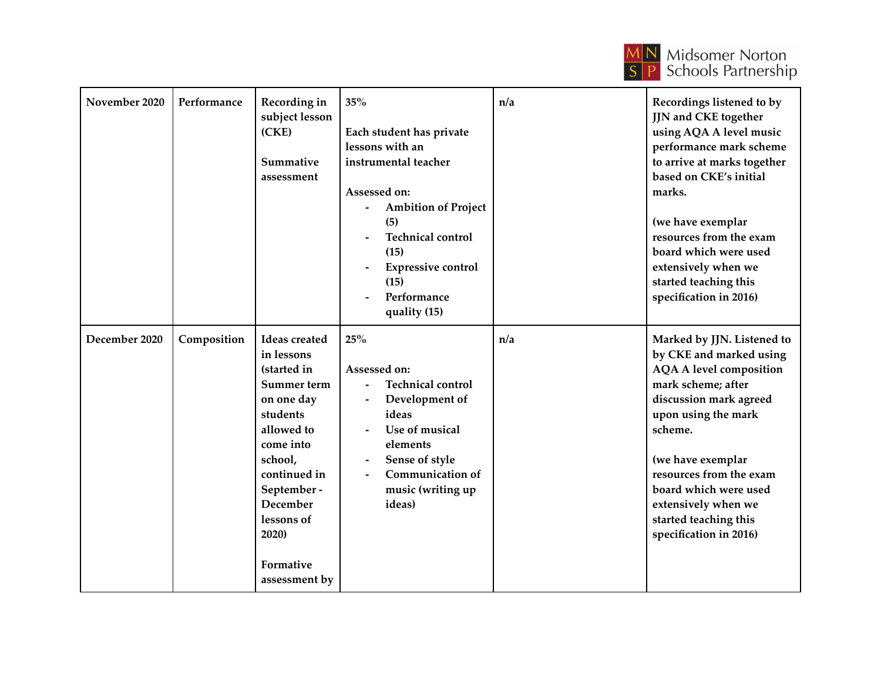| November 2020 | Performance | Recording in subject lesson (CKE)<br><br>Summative assessment | 35%<br><br>Each student has private lessons with an instrumental teacher<br><br>Assessed on:<br>- Ambition of Project (5)<br>- Technical control (15)<br>- Expressive control (15)<br>- Performance quality (15) | n/a | Recordings listened to by JJN and CKE together using AQA A level music performance mark scheme to arrive at marks together based on CKE's initial marks.<br><br>(we have exemplar resources from the exam board which were used extensively when we started teaching this specification in 2016) |
|---|---|---|---|---|---|
| December 2020 | Composition | Ideas created in lessons (started in Summer term on one day students allowed to come into school, continued in September - December lessons of 2020)<br><br>Formative assessment by | 25%<br><br>Assessed on:<br>- Technical control<br>- Development of ideas<br>- Use of musical elements<br>- Sense of style<br>- Communication of music (writing up ideas) | n/a | Marked by JJN. Listened to by CKE and marked using AQA A level composition mark scheme; after discussion mark agreed upon using the mark scheme.<br><br>(we have exemplar resources from the exam board which were used extensively when we started teaching this specification in 2016) |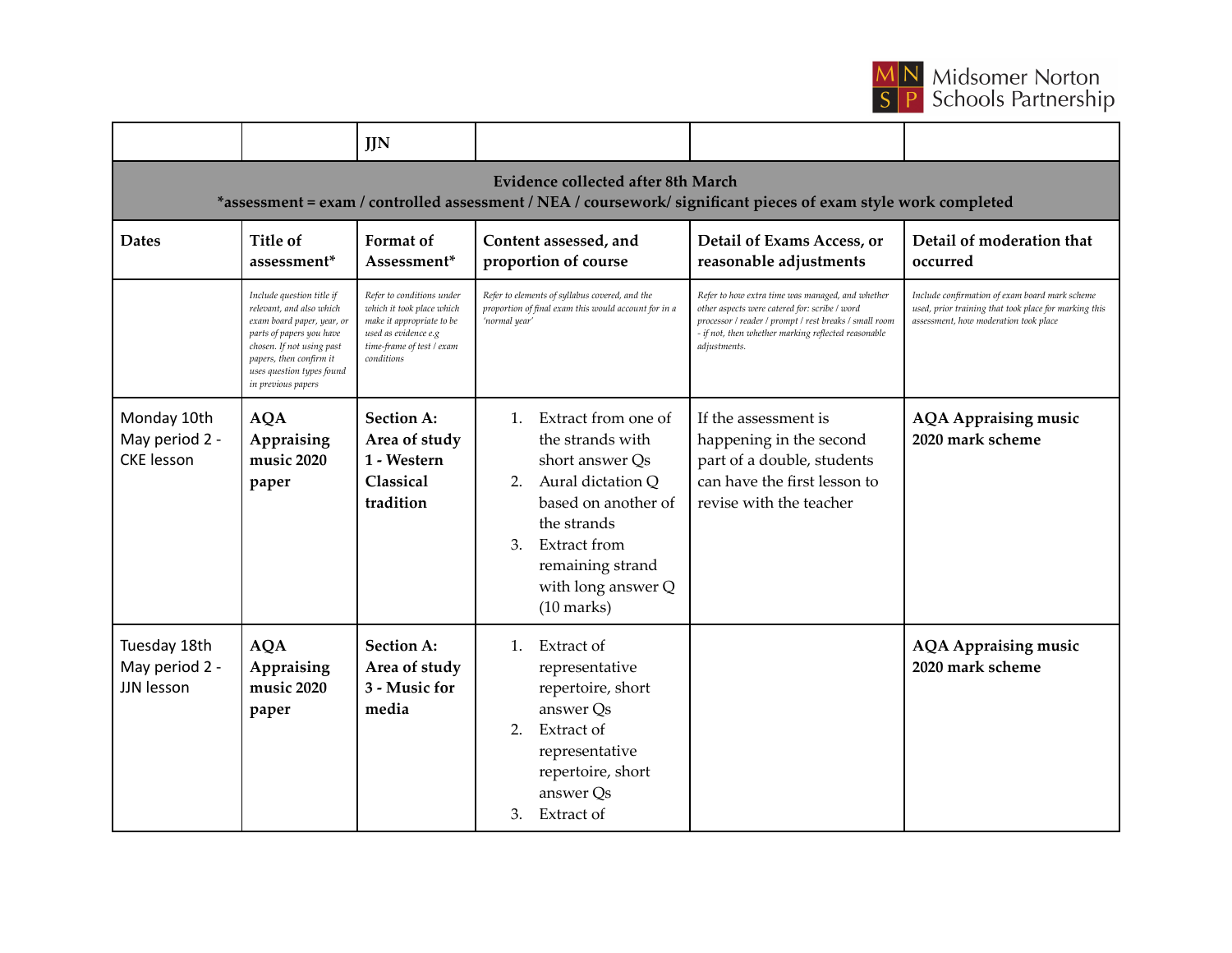| | | JJN | | | |
|---|---|---|---|---|---|
| **Evidence collected after 8th March**<br>***assessment = exam / controlled assessment / NEA / coursework/ significant pieces of exam style work completed** | | | | | |
| **Dates** | **Title of assessment*** | **Format of Assessment*** | **Content assessed, and proportion of course** | **Detail of Exams Access, or reasonable adjustments** | **Detail of moderation that occurred** |
| | *Include question title if relevant, and also which exam board paper, year, or parts of papers you have chosen. If not using past papers, then confirm it uses question types found in previous papers* | *Refer to conditions under which it took place which make it appropriate to be used as evidence e.g time-frame of test / exam conditions* | *Refer to elements of syllabus covered, and the proportion of final exam this would account for in a 'normal year'* | *Refer to how extra time was managed, and whether other aspects were catered for: scribe / word processor / reader / prompt / rest breaks / small room - if not, then whether marking reflected reasonable adjustments.* | *Include confirmation of exam board mark scheme used, prior training that took place for marking this assessment, how moderation took place* |
| Monday 10th May period 2 - CKE lesson | **AQA Appraising music 2020 paper** | **Section A: Area of study 1 - Western Classical tradition** | 1. Extract from one of the strands with short answer Qs<br>2. Aural dictation Q based on another of the strands<br>3. Extract from remaining strand with long answer Q (10 marks) | If the assessment is happening in the second part of a double, students can have the first lesson to revise with the teacher | **AQA Appraising music 2020 mark scheme** |
| Tuesday 18th May period 2 - JJN lesson | **AQA Appraising music 2020 paper** | **Section A: Area of study 3 - Music for media** | 1. Extract of representative repertoire, short answer Qs<br>2. Extract of representative repertoire, short answer Qs<br>3. Extract of | | **AQA Appraising music 2020 mark scheme** |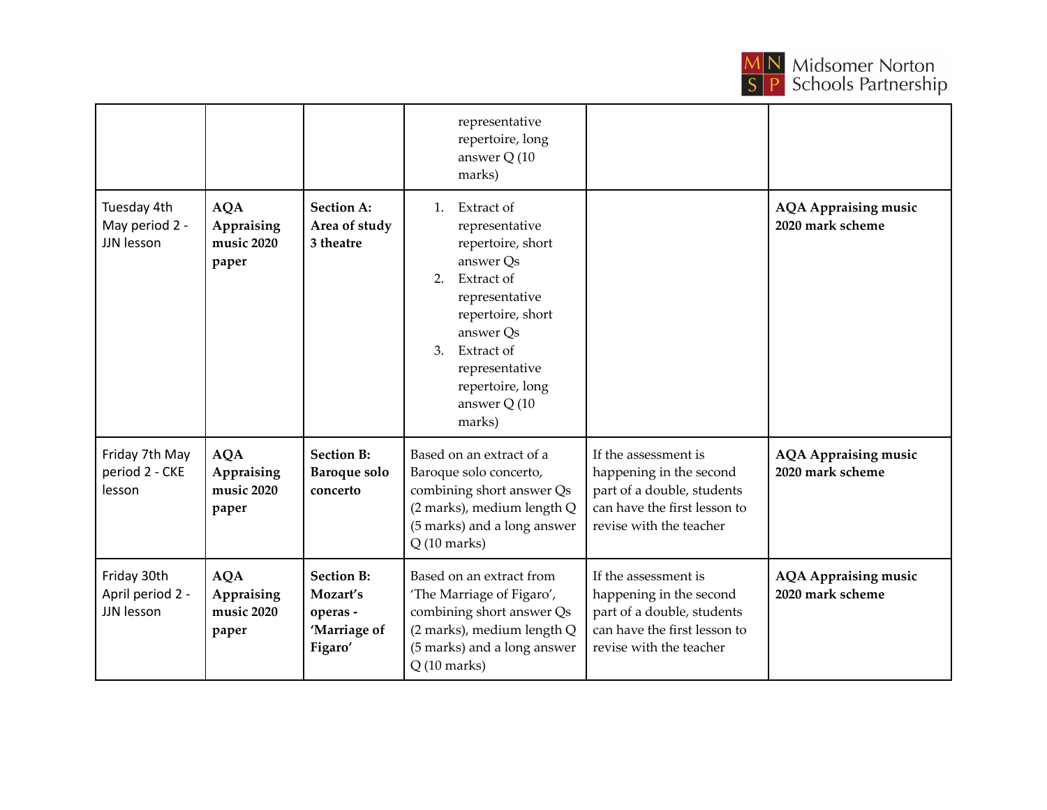| | | | representative repertoire, long answer Q (10 marks) | | |
|---|---|---|---|---|---|
| Tuesday 4th May period 2 - JJN lesson | **AQA Appraising music 2020 paper** | **Section A: Area of study 3 theatre** | 1. Extract of representative repertoire, short answer Qs<br>2. Extract of representative repertoire, short answer Qs<br>3. Extract of representative repertoire, long answer Q (10 marks) | | **AQA Appraising music 2020 mark scheme** |
| Friday 7th May period 2 - CKE lesson | **AQA Appraising music 2020 paper** | **Section B: Baroque solo concerto** | Based on an extract of a Baroque solo concerto, combining short answer Qs (2 marks), medium length Q (5 marks) and a long answer Q (10 marks) | If the assessment is happening in the second part of a double, students can have the first lesson to revise with the teacher | **AQA Appraising music 2020 mark scheme** |
| Friday 30th April period 2 - JJN lesson | **AQA Appraising music 2020 paper** | **Section B: Mozart's operas - 'Marriage of Figaro'** | Based on an extract from 'The Marriage of Figaro', combining short answer Qs (2 marks), medium length Q (5 marks) and a long answer Q (10 marks) | If the assessment is happening in the second part of a double, students can have the first lesson to revise with the teacher | **AQA Appraising music 2020 mark scheme** |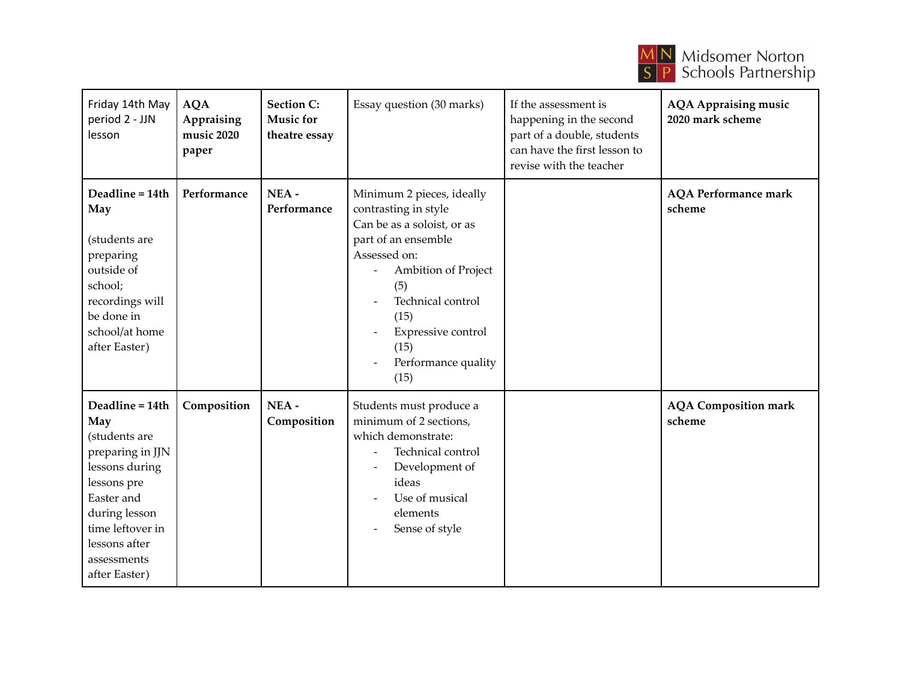| | | | | | |
|---|---|---|---|---|---|
| Friday 14th May period 2 - JJN lesson | **AQA Appraising music 2020 paper** | **Section C: Music for theatre essay** | Essay question (30 marks) | If the assessment is happening in the second part of a double, students can have the first lesson to revise with the teacher | **AQA Appraising music 2020 mark scheme** |
| **Deadline = 14th May** <br><br> (students are preparing outside of school; recordings will be done in school/at home after Easter) | **Performance** | **NEA - Performance** | Minimum 2 pieces, ideally contrasting in style <br> Can be as a soloist, or as part of an ensemble <br> Assessed on: <br> - Ambition of Project (5) <br> - Technical control (15) <br> - Expressive control (15) <br> - Performance quality (15) | | **AQA Performance mark scheme** |
| **Deadline = 14th May** <br> (students are preparing in JJN lessons during lessons pre Easter and during lesson time leftover in lessons after assessments after Easter) | **Composition** | **NEA - Composition** | Students must produce a minimum of 2 sections, which demonstrate: <br> - Technical control <br> - Development of ideas <br> - Use of musical elements <br> - Sense of style | | **AQA Composition mark scheme** |